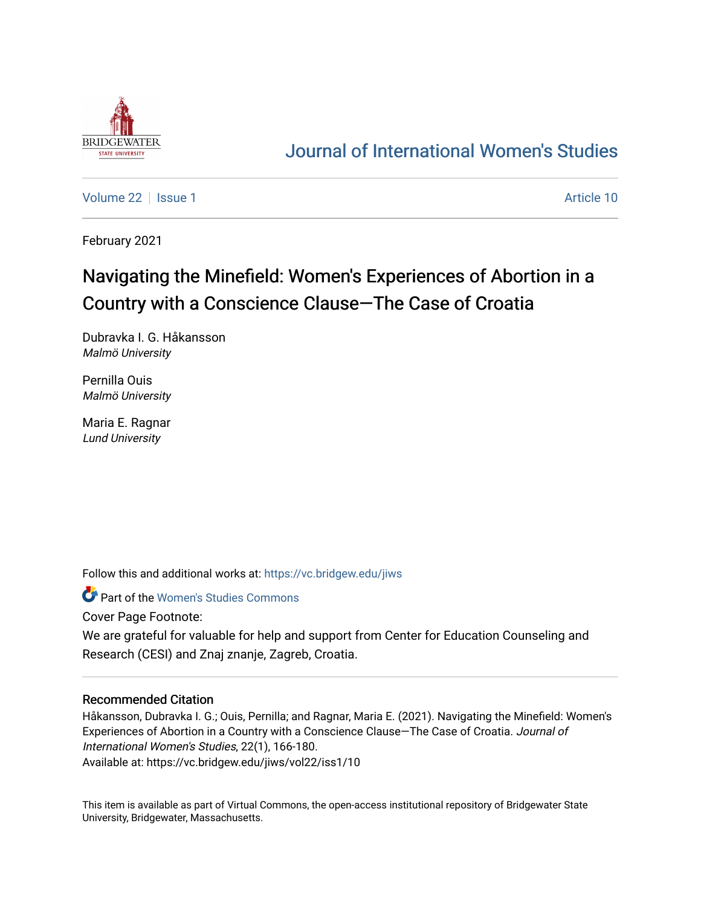Journal of International Women's Studies

Volume 22 | Issue 1 | Article 10

February 2021

# Navigating the Minefield: Women's Experiences of Abortion in a Country with a Conscience Clause—The Case of Croatia

Dubravka I. G. Håkansson
*Malmö University*

Pernilla Ouis
*Malmö University*

Maria E. Ragnar
*Lund University*

Follow this and additional works at: https://vc.bridgew.edu/jiws

Part of the Women's Studies Commons

Cover Page Footnote:

We are grateful for valuable for help and support from Center for Education Counseling and Research (CESI) and Znaj znanje, Zagreb, Croatia.

### Recommended Citation

Håkansson, Dubravka I. G.; Ouis, Pernilla; and Ragnar, Maria E. (2021). Navigating the Minefield: Women's Experiences of Abortion in a Country with a Conscience Clause—The Case of Croatia. *Journal of International Women's Studies*, 22(1), 166-180.
Available at: https://vc.bridgew.edu/jiws/vol22/iss1/10

This item is available as part of Virtual Commons, the open-access institutional repository of Bridgewater State University, Bridgewater, Massachusetts.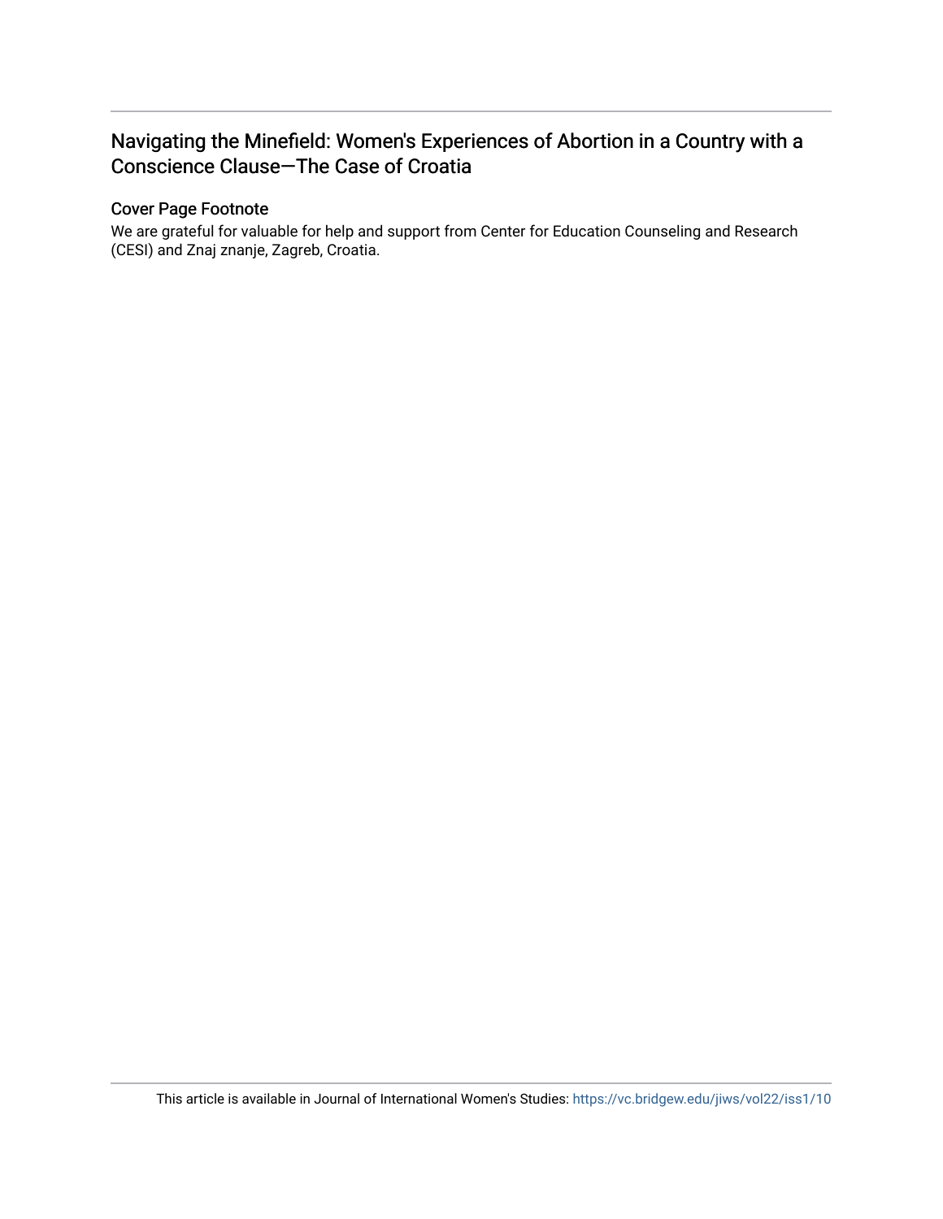## Navigating the Minefield: Women's Experiences of Abortion in a Country with a Conscience Clause—The Case of Croatia

### Cover Page Footnote

We are grateful for valuable for help and support from Center for Education Counseling and Research (CESI) and Znaj znanje, Zagreb, Croatia.

This article is available in Journal of International Women's Studies: https://vc.bridgew.edu/jiws/vol22/iss1/10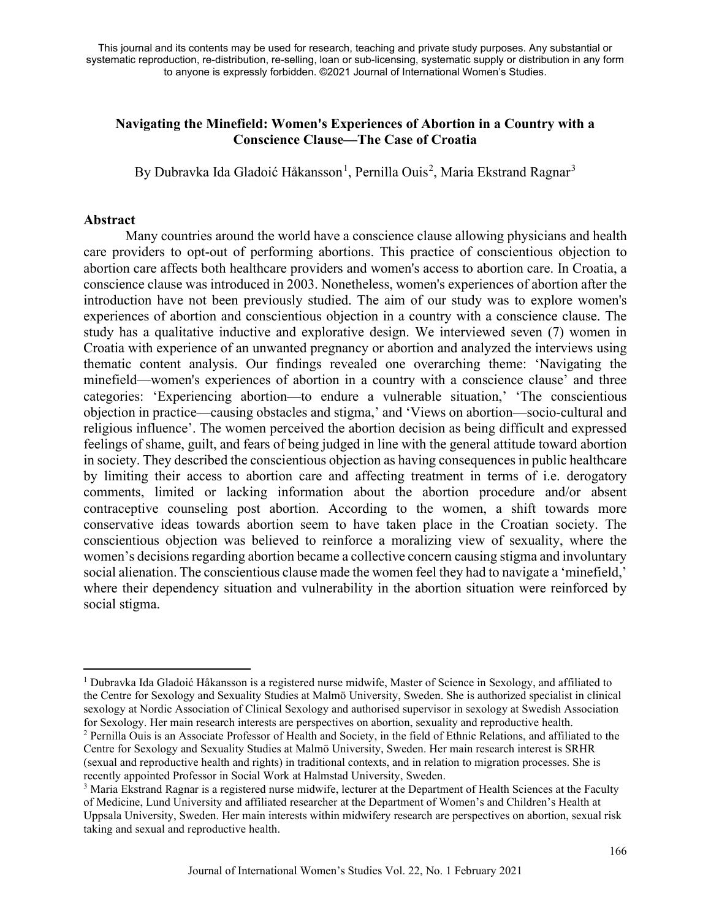This journal and its contents may be used for research, teaching and private study purposes. Any substantial or systematic reproduction, re-distribution, re-selling, loan or sub-licensing, systematic supply or distribution in any form to anyone is expressly forbidden. ©2021 Journal of International Women's Studies.

# Navigating the Minefield: Women's Experiences of Abortion in a Country with a Conscience Clause—The Case of Croatia

By Dubravka Ida Gladoić Håkansson[1], Pernilla Ouis[2], Maria Ekstrand Ragnar[3]

## Abstract

Many countries around the world have a conscience clause allowing physicians and health care providers to opt-out of performing abortions. This practice of conscientious objection to abortion care affects both healthcare providers and women's access to abortion care. In Croatia, a conscience clause was introduced in 2003. Nonetheless, women's experiences of abortion after the introduction have not been previously studied. The aim of our study was to explore women's experiences of abortion and conscientious objection in a country with a conscience clause. The study has a qualitative inductive and explorative design. We interviewed seven (7) women in Croatia with experience of an unwanted pregnancy or abortion and analyzed the interviews using thematic content analysis. Our findings revealed one overarching theme: 'Navigating the minefield—women's experiences of abortion in a country with a conscience clause' and three categories: 'Experiencing abortion—to endure a vulnerable situation,' 'The conscientious objection in practice—causing obstacles and stigma,' and 'Views on abortion—socio-cultural and religious influence'. The women perceived the abortion decision as being difficult and expressed feelings of shame, guilt, and fears of being judged in line with the general attitude toward abortion in society. They described the conscientious objection as having consequences in public healthcare by limiting their access to abortion care and affecting treatment in terms of i.e. derogatory comments, limited or lacking information about the abortion procedure and/or absent contraceptive counseling post abortion. According to the women, a shift towards more conservative ideas towards abortion seem to have taken place in the Croatian society. The conscientious objection was believed to reinforce a moralizing view of sexuality, where the women's decisions regarding abortion became a collective concern causing stigma and involuntary social alienation. The conscientious clause made the women feel they had to navigate a 'minefield,' where their dependency situation and vulnerability in the abortion situation were reinforced by social stigma.

---

[1] Dubravka Ida Gladoić Håkansson is a registered nurse midwife, Master of Science in Sexology, and affiliated to the Centre for Sexology and Sexuality Studies at Malmö University, Sweden. She is authorized specialist in clinical sexology at Nordic Association of Clinical Sexology and authorised supervisor in sexology at Swedish Association for Sexology. Her main research interests are perspectives on abortion, sexuality and reproductive health.

[2] Pernilla Ouis is an Associate Professor of Health and Society, in the field of Ethnic Relations, and affiliated to the Centre for Sexology and Sexuality Studies at Malmö University, Sweden. Her main research interest is SRHR (sexual and reproductive health and rights) in traditional contexts, and in relation to migration processes. She is recently appointed Professor in Social Work at Halmstad University, Sweden.

[3] Maria Ekstrand Ragnar is a registered nurse midwife, lecturer at the Department of Health Sciences at the Faculty of Medicine, Lund University and affiliated researcher at the Department of Women's and Children's Health at Uppsala University, Sweden. Her main interests within midwifery research are perspectives on abortion, sexual risk taking and sexual and reproductive health.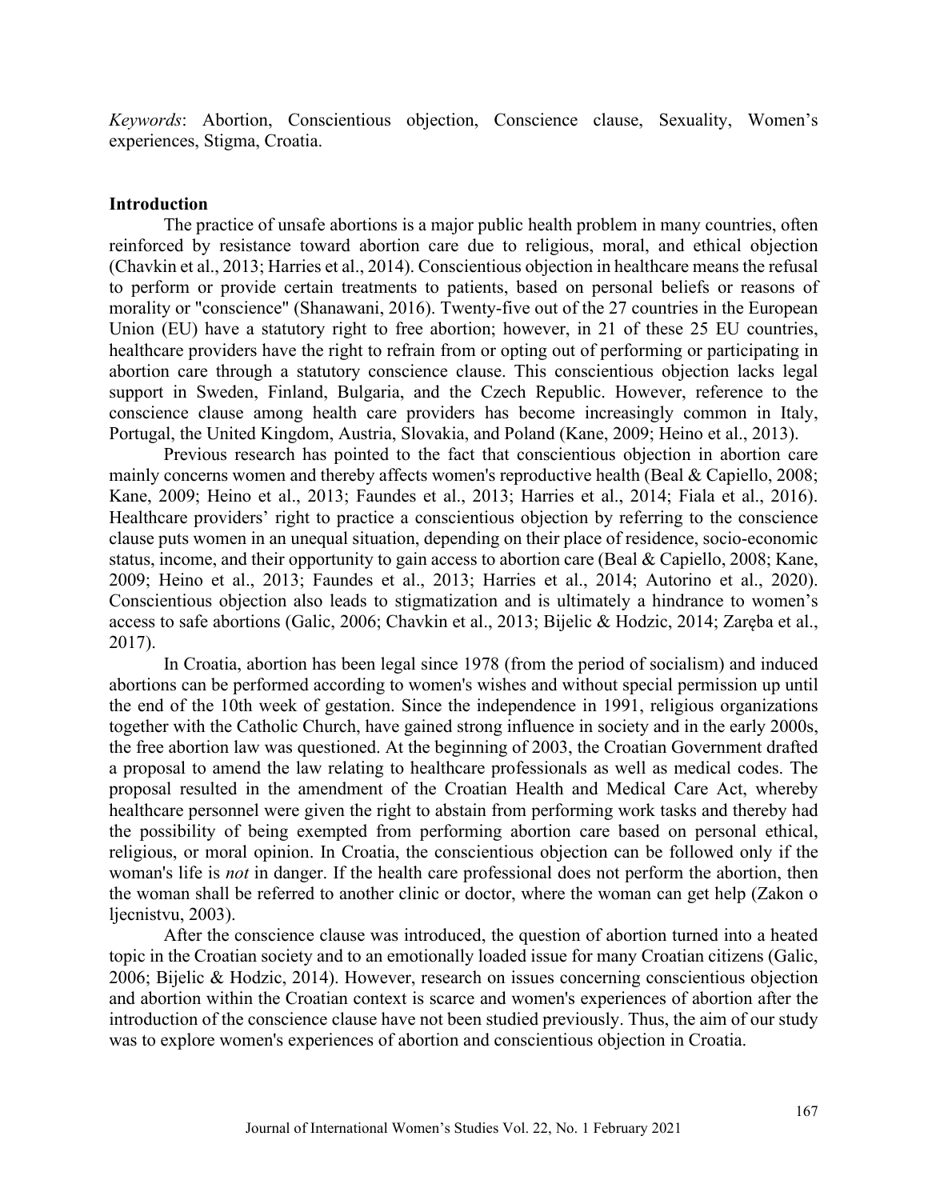*Keywords*: Abortion, Conscientious objection, Conscience clause, Sexuality, Women's experiences, Stigma, Croatia.

## Introduction

The practice of unsafe abortions is a major public health problem in many countries, often reinforced by resistance toward abortion care due to religious, moral, and ethical objection (Chavkin et al., 2013; Harries et al., 2014). Conscientious objection in healthcare means the refusal to perform or provide certain treatments to patients, based on personal beliefs or reasons of morality or "conscience" (Shanawani, 2016). Twenty-five out of the 27 countries in the European Union (EU) have a statutory right to free abortion; however, in 21 of these 25 EU countries, healthcare providers have the right to refrain from or opting out of performing or participating in abortion care through a statutory conscience clause. This conscientious objection lacks legal support in Sweden, Finland, Bulgaria, and the Czech Republic. However, reference to the conscience clause among health care providers has become increasingly common in Italy, Portugal, the United Kingdom, Austria, Slovakia, and Poland (Kane, 2009; Heino et al., 2013).

Previous research has pointed to the fact that conscientious objection in abortion care mainly concerns women and thereby affects women's reproductive health (Beal & Capiello, 2008; Kane, 2009; Heino et al., 2013; Faundes et al., 2013; Harries et al., 2014; Fiala et al., 2016). Healthcare providers' right to practice a conscientious objection by referring to the conscience clause puts women in an unequal situation, depending on their place of residence, socio-economic status, income, and their opportunity to gain access to abortion care (Beal & Capiello, 2008; Kane, 2009; Heino et al., 2013; Faundes et al., 2013; Harries et al., 2014; Autorino et al., 2020). Conscientious objection also leads to stigmatization and is ultimately a hindrance to women's access to safe abortions (Galic, 2006; Chavkin et al., 2013; Bijelic & Hodzic, 2014; Zaręba et al., 2017).

In Croatia, abortion has been legal since 1978 (from the period of socialism) and induced abortions can be performed according to women's wishes and without special permission up until the end of the 10th week of gestation. Since the independence in 1991, religious organizations together with the Catholic Church, have gained strong influence in society and in the early 2000s, the free abortion law was questioned. At the beginning of 2003, the Croatian Government drafted a proposal to amend the law relating to healthcare professionals as well as medical codes. The proposal resulted in the amendment of the Croatian Health and Medical Care Act, whereby healthcare personnel were given the right to abstain from performing work tasks and thereby had the possibility of being exempted from performing abortion care based on personal ethical, religious, or moral opinion. In Croatia, the conscientious objection can be followed only if the woman's life is *not* in danger. If the health care professional does not perform the abortion, then the woman shall be referred to another clinic or doctor, where the woman can get help (Zakon o ljecnistvu, 2003).

After the conscience clause was introduced, the question of abortion turned into a heated topic in the Croatian society and to an emotionally loaded issue for many Croatian citizens (Galic, 2006; Bijelic & Hodzic, 2014). However, research on issues concerning conscientious objection and abortion within the Croatian context is scarce and women's experiences of abortion after the introduction of the conscience clause have not been studied previously. Thus, the aim of our study was to explore women's experiences of abortion and conscientious objection in Croatia.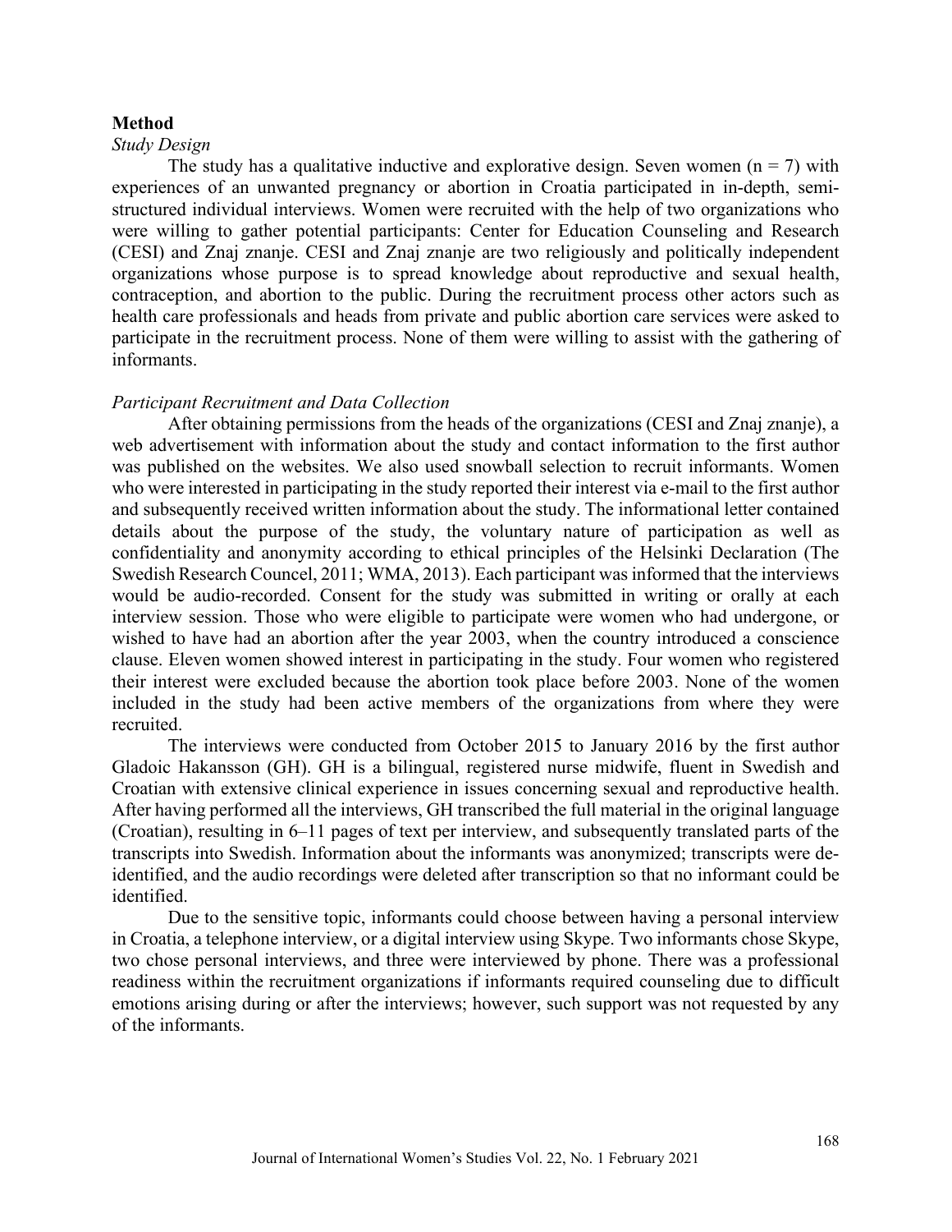## Method

### *Study Design*

The study has a qualitative inductive and explorative design. Seven women (n = 7) with experiences of an unwanted pregnancy or abortion in Croatia participated in in-depth, semi-structured individual interviews. Women were recruited with the help of two organizations who were willing to gather potential participants: Center for Education Counseling and Research (CESI) and Znaj znanje. CESI and Znaj znanje are two religiously and politically independent organizations whose purpose is to spread knowledge about reproductive and sexual health, contraception, and abortion to the public. During the recruitment process other actors such as health care professionals and heads from private and public abortion care services were asked to participate in the recruitment process. None of them were willing to assist with the gathering of informants.

### *Participant Recruitment and Data Collection*

After obtaining permissions from the heads of the organizations (CESI and Znaj znanje), a web advertisement with information about the study and contact information to the first author was published on the websites. We also used snowball selection to recruit informants. Women who were interested in participating in the study reported their interest via e-mail to the first author and subsequently received written information about the study. The informational letter contained details about the purpose of the study, the voluntary nature of participation as well as confidentiality and anonymity according to ethical principles of the Helsinki Declaration (The Swedish Research Councel, 2011; WMA, 2013). Each participant was informed that the interviews would be audio-recorded. Consent for the study was submitted in writing or orally at each interview session. Those who were eligible to participate were women who had undergone, or wished to have had an abortion after the year 2003, when the country introduced a conscience clause. Eleven women showed interest in participating in the study. Four women who registered their interest were excluded because the abortion took place before 2003. None of the women included in the study had been active members of the organizations from where they were recruited.

The interviews were conducted from October 2015 to January 2016 by the first author Gladoic Hakansson (GH). GH is a bilingual, registered nurse midwife, fluent in Swedish and Croatian with extensive clinical experience in issues concerning sexual and reproductive health. After having performed all the interviews, GH transcribed the full material in the original language (Croatian), resulting in 6–11 pages of text per interview, and subsequently translated parts of the transcripts into Swedish. Information about the informants was anonymized; transcripts were de-identified, and the audio recordings were deleted after transcription so that no informant could be identified.

Due to the sensitive topic, informants could choose between having a personal interview in Croatia, a telephone interview, or a digital interview using Skype. Two informants chose Skype, two chose personal interviews, and three were interviewed by phone. There was a professional readiness within the recruitment organizations if informants required counseling due to difficult emotions arising during or after the interviews; however, such support was not requested by any of the informants.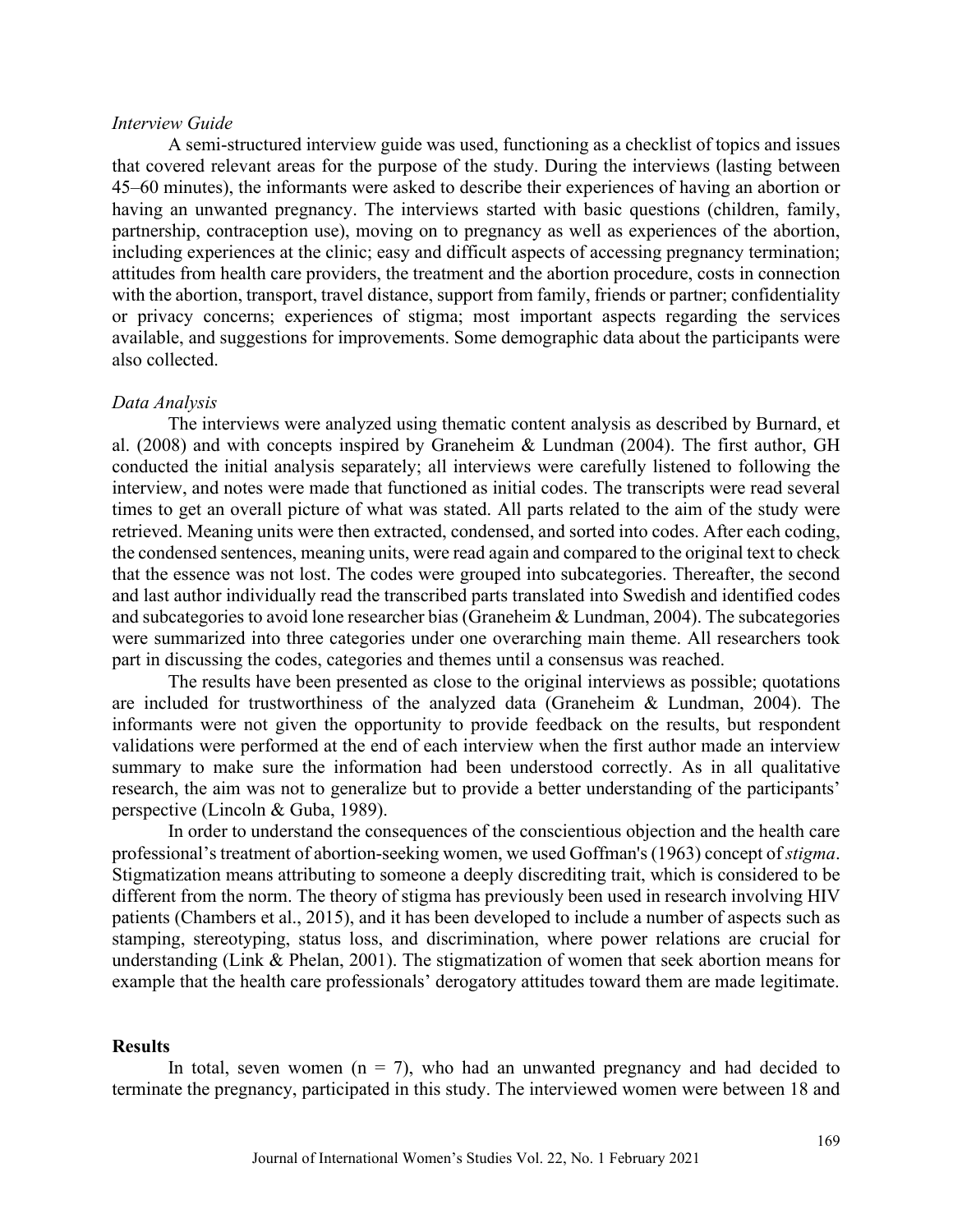*Interview Guide*

A semi-structured interview guide was used, functioning as a checklist of topics and issues that covered relevant areas for the purpose of the study. During the interviews (lasting between 45–60 minutes), the informants were asked to describe their experiences of having an abortion or having an unwanted pregnancy. The interviews started with basic questions (children, family, partnership, contraception use), moving on to pregnancy as well as experiences of the abortion, including experiences at the clinic; easy and difficult aspects of accessing pregnancy termination; attitudes from health care providers, the treatment and the abortion procedure, costs in connection with the abortion, transport, travel distance, support from family, friends or partner; confidentiality or privacy concerns; experiences of stigma; most important aspects regarding the services available, and suggestions for improvements. Some demographic data about the participants were also collected.

*Data Analysis*

The interviews were analyzed using thematic content analysis as described by Burnard, et al. (2008) and with concepts inspired by Graneheim & Lundman (2004). The first author, GH conducted the initial analysis separately; all interviews were carefully listened to following the interview, and notes were made that functioned as initial codes. The transcripts were read several times to get an overall picture of what was stated. All parts related to the aim of the study were retrieved. Meaning units were then extracted, condensed, and sorted into codes. After each coding, the condensed sentences, meaning units, were read again and compared to the original text to check that the essence was not lost. The codes were grouped into subcategories. Thereafter, the second and last author individually read the transcribed parts translated into Swedish and identified codes and subcategories to avoid lone researcher bias (Graneheim & Lundman, 2004). The subcategories were summarized into three categories under one overarching main theme. All researchers took part in discussing the codes, categories and themes until a consensus was reached.

The results have been presented as close to the original interviews as possible; quotations are included for trustworthiness of the analyzed data (Graneheim & Lundman, 2004). The informants were not given the opportunity to provide feedback on the results, but respondent validations were performed at the end of each interview when the first author made an interview summary to make sure the information had been understood correctly. As in all qualitative research, the aim was not to generalize but to provide a better understanding of the participants' perspective (Lincoln & Guba, 1989).

In order to understand the consequences of the conscientious objection and the health care professional's treatment of abortion-seeking women, we used Goffman's (1963) concept of *stigma*. Stigmatization means attributing to someone a deeply discrediting trait, which is considered to be different from the norm. The theory of stigma has previously been used in research involving HIV patients (Chambers et al., 2015), and it has been developed to include a number of aspects such as stamping, stereotyping, status loss, and discrimination, where power relations are crucial for understanding (Link & Phelan, 2001). The stigmatization of women that seek abortion means for example that the health care professionals' derogatory attitudes toward them are made legitimate.

## Results

In total, seven women (n = 7), who had an unwanted pregnancy and had decided to terminate the pregnancy, participated in this study. The interviewed women were between 18 and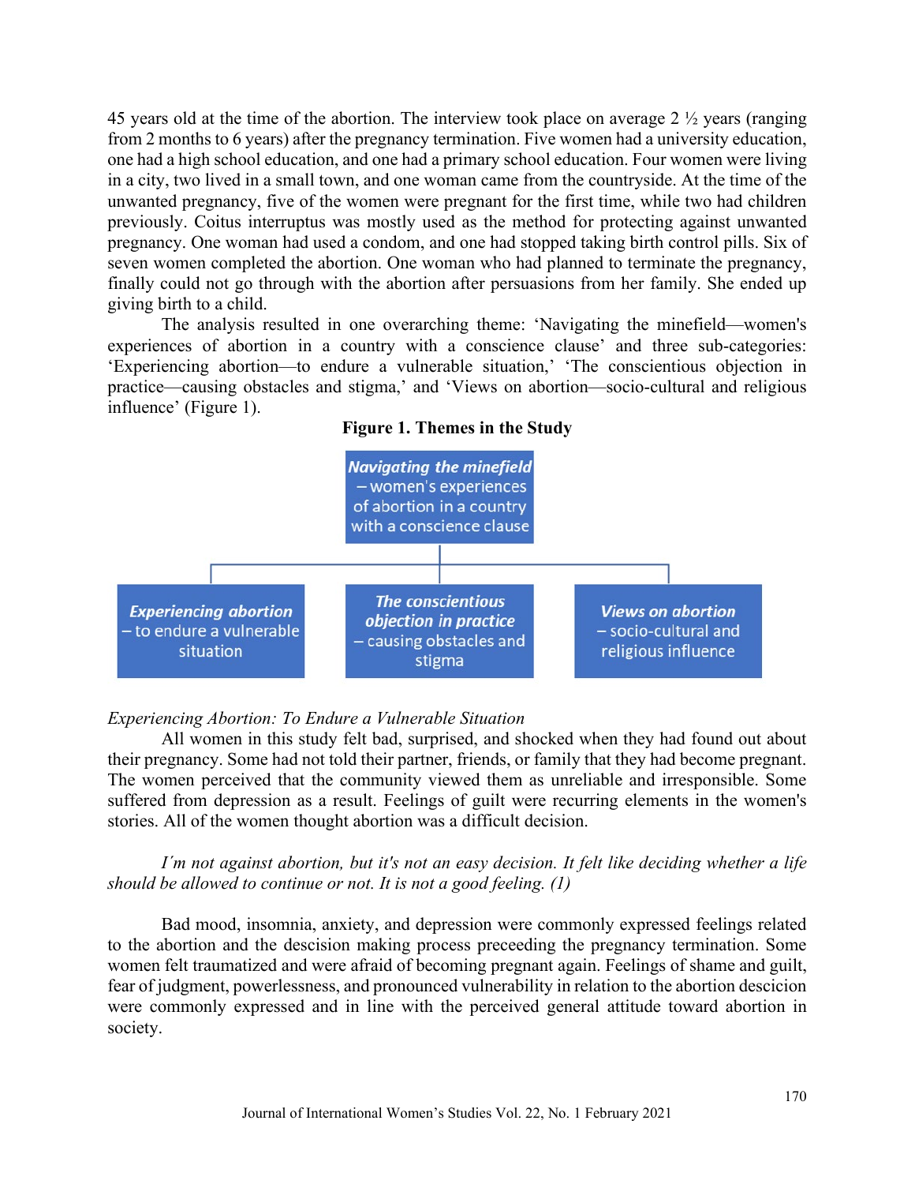45 years old at the time of the abortion. The interview took place on average 2 ½ years (ranging from 2 months to 6 years) after the pregnancy termination. Five women had a university education, one had a high school education, and one had a primary school education. Four women were living in a city, two lived in a small town, and one woman came from the countryside. At the time of the unwanted pregnancy, five of the women were pregnant for the first time, while two had children previously. Coitus interruptus was mostly used as the method for protecting against unwanted pregnancy. One woman had used a condom, and one had stopped taking birth control pills. Six of seven women completed the abortion. One woman who had planned to terminate the pregnancy, finally could not go through with the abortion after persuasions from her family. She ended up giving birth to a child.

The analysis resulted in one overarching theme: 'Navigating the minefield—women's experiences of abortion in a country with a conscience clause' and three sub-categories: 'Experiencing abortion—to endure a vulnerable situation,' 'The conscientious objection in practice—causing obstacles and stigma,' and 'Views on abortion—socio-cultural and religious influence' (Figure 1).

**Figure 1. Themes in the Study**

- ***Navigating the minefield*** – women's experiences of abortion in a country with a conscience clause
  - ***Experiencing abortion*** – to endure a vulnerable situation
  - ***The conscientious objection in practice*** – causing obstacles and stigma
  - ***Views on abortion*** – socio-cultural and religious influence

*Experiencing Abortion: To Endure a Vulnerable Situation*

All women in this study felt bad, surprised, and shocked when they had found out about their pregnancy. Some had not told their partner, friends, or family that they had become pregnant. The women perceived that the community viewed them as unreliable and irresponsible. Some suffered from depression as a result. Feelings of guilt were recurring elements in the women's stories. All of the women thought abortion was a difficult decision.

*I´m not against abortion, but it's not an easy decision. It felt like deciding whether a life should be allowed to continue or not. It is not a good feeling. (1)*

Bad mood, insomnia, anxiety, and depression were commonly expressed feelings related to the abortion and the descision making process preceeding the pregnancy termination. Some women felt traumatized and were afraid of becoming pregnant again. Feelings of shame and guilt, fear of judgment, powerlessness, and pronounced vulnerability in relation to the abortion descicion were commonly expressed and in line with the perceived general attitude toward abortion in society.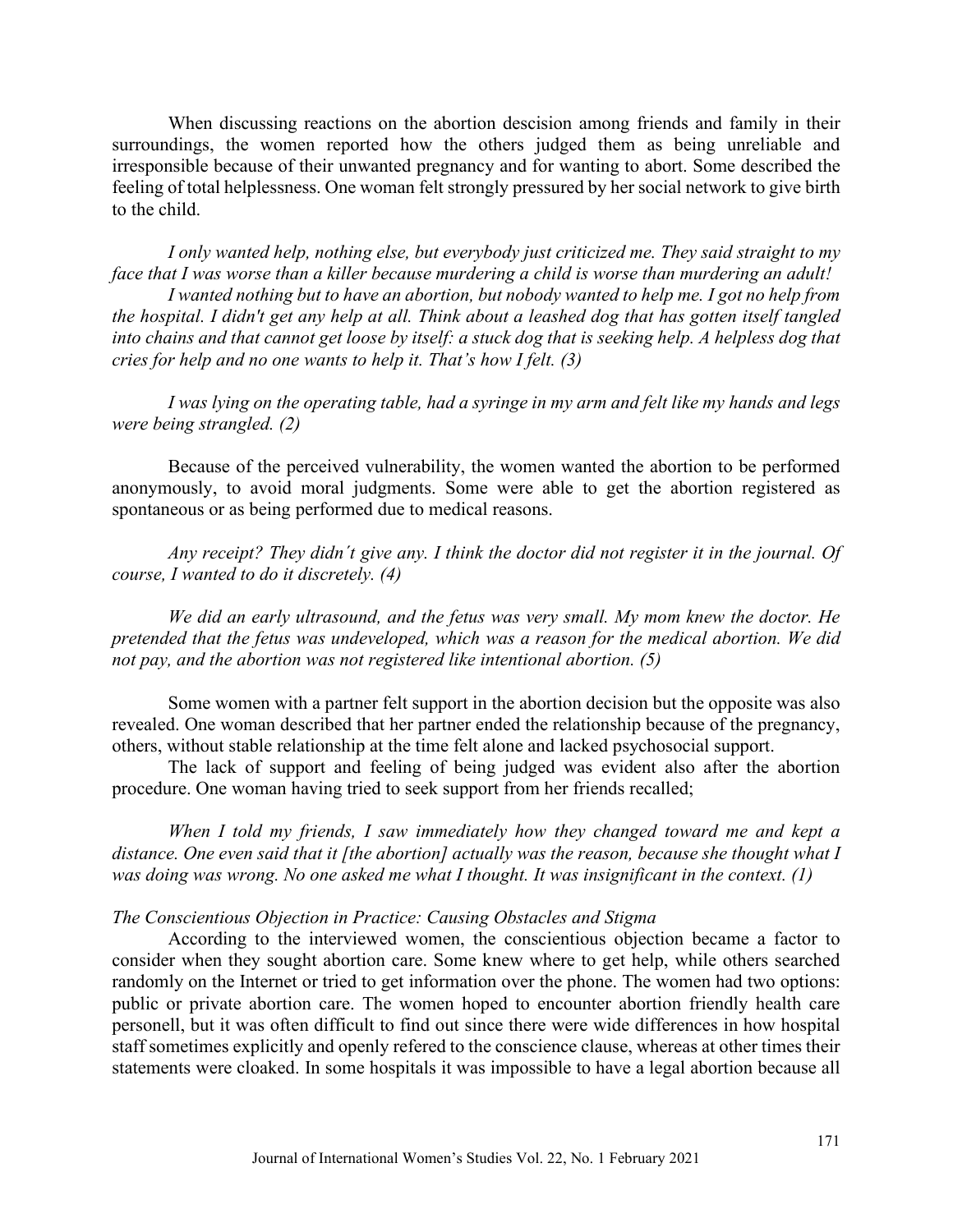When discussing reactions on the abortion descision among friends and family in their surroundings, the women reported how the others judged them as being unreliable and irresponsible because of their unwanted pregnancy and for wanting to abort. Some described the feeling of total helplessness. One woman felt strongly pressured by her social network to give birth to the child.

*I only wanted help, nothing else, but everybody just criticized me. They said straight to my face that I was worse than a killer because murdering a child is worse than murdering an adult!*

*I wanted nothing but to have an abortion, but nobody wanted to help me. I got no help from the hospital. I didn't get any help at all. Think about a leashed dog that has gotten itself tangled into chains and that cannot get loose by itself: a stuck dog that is seeking help. A helpless dog that cries for help and no one wants to help it. That's how I felt. (3)*

*I was lying on the operating table, had a syringe in my arm and felt like my hands and legs were being strangled. (2)*

Because of the perceived vulnerability, the women wanted the abortion to be performed anonymously, to avoid moral judgments. Some were able to get the abortion registered as spontaneous or as being performed due to medical reasons.

*Any receipt? They didn´t give any. I think the doctor did not register it in the journal. Of course, I wanted to do it discretely. (4)*

*We did an early ultrasound, and the fetus was very small. My mom knew the doctor. He pretended that the fetus was undeveloped, which was a reason for the medical abortion. We did not pay, and the abortion was not registered like intentional abortion. (5)*

Some women with a partner felt support in the abortion decision but the opposite was also revealed. One woman described that her partner ended the relationship because of the pregnancy, others, without stable relationship at the time felt alone and lacked psychosocial support.

The lack of support and feeling of being judged was evident also after the abortion procedure. One woman having tried to seek support from her friends recalled;

*When I told my friends, I saw immediately how they changed toward me and kept a distance. One even said that it [the abortion] actually was the reason, because she thought what I was doing was wrong. No one asked me what I thought. It was insignificant in the context. (1)*

### *The Conscientious Objection in Practice: Causing Obstacles and Stigma*

According to the interviewed women, the conscientious objection became a factor to consider when they sought abortion care. Some knew where to get help, while others searched randomly on the Internet or tried to get information over the phone. The women had two options: public or private abortion care. The women hoped to encounter abortion friendly health care personell, but it was often difficult to find out since there were wide differences in how hospital staff sometimes explicitly and openly refered to the conscience clause, whereas at other times their statements were cloaked. In some hospitals it was impossible to have a legal abortion because all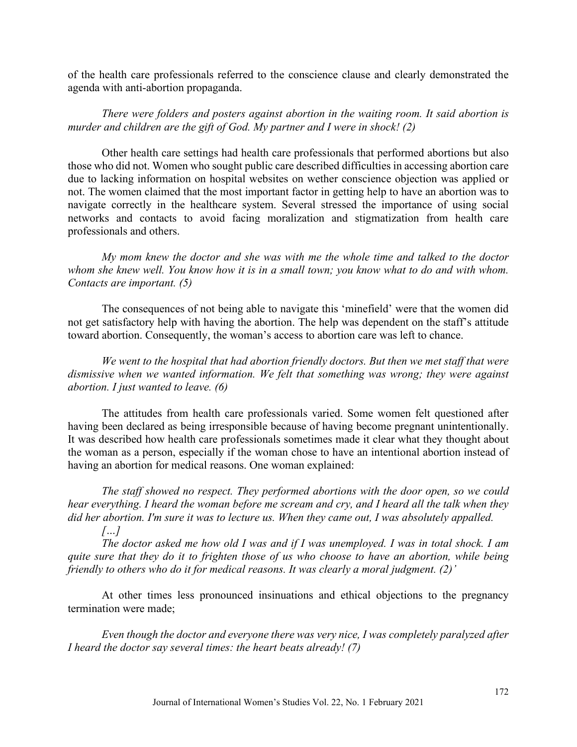of the health care professionals referred to the conscience clause and clearly demonstrated the agenda with anti-abortion propaganda.

*There were folders and posters against abortion in the waiting room. It said abortion is murder and children are the gift of God. My partner and I were in shock! (2)*

Other health care settings had health care professionals that performed abortions but also those who did not. Women who sought public care described difficulties in accessing abortion care due to lacking information on hospital websites on wether conscience objection was applied or not. The women claimed that the most important factor in getting help to have an abortion was to navigate correctly in the healthcare system. Several stressed the importance of using social networks and contacts to avoid facing moralization and stigmatization from health care professionals and others.

*My mom knew the doctor and she was with me the whole time and talked to the doctor whom she knew well. You know how it is in a small town; you know what to do and with whom. Contacts are important. (5)*

The consequences of not being able to navigate this 'minefield' were that the women did not get satisfactory help with having the abortion. The help was dependent on the staff's attitude toward abortion. Consequently, the woman's access to abortion care was left to chance.

*We went to the hospital that had abortion friendly doctors. But then we met staff that were dismissive when we wanted information. We felt that something was wrong; they were against abortion. I just wanted to leave. (6)*

The attitudes from health care professionals varied. Some women felt questioned after having been declared as being irresponsible because of having become pregnant unintentionally. It was described how health care professionals sometimes made it clear what they thought about the woman as a person, especially if the woman chose to have an intentional abortion instead of having an abortion for medical reasons. One woman explained:

*The staff showed no respect. They performed abortions with the door open, so we could hear everything. I heard the woman before me scream and cry, and I heard all the talk when they did her abortion. I'm sure it was to lecture us. When they came out, I was absolutely appalled.*

*[…]*

*The doctor asked me how old I was and if I was unemployed. I was in total shock. I am quite sure that they do it to frighten those of us who choose to have an abortion, while being friendly to others who do it for medical reasons. It was clearly a moral judgment. (2)'*

At other times less pronounced insinuations and ethical objections to the pregnancy termination were made;

*Even though the doctor and everyone there was very nice, I was completely paralyzed after I heard the doctor say several times: the heart beats already! (7)*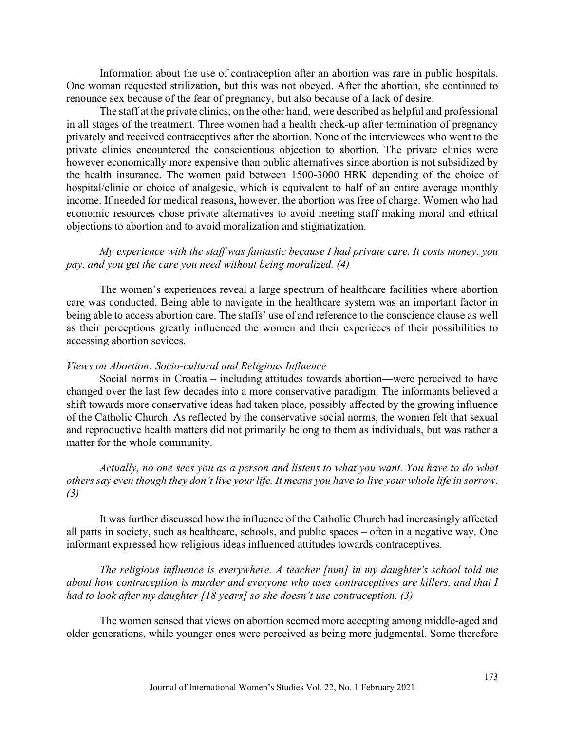Information about the use of contraception after an abortion was rare in public hospitals. One woman requested strilization, but this was not obeyed. After the abortion, she continued to renounce sex because of the fear of pregnancy, but also because of a lack of desire.

The staff at the private clinics, on the other hand, were described as helpful and professional in all stages of the treatment. Three women had a health check-up after termination of pregnancy privately and received contraceptives after the abortion. None of the interviewees who went to the private clinics encountered the conscientious objection to abortion. The private clinics were however economically more expensive than public alternatives since abortion is not subsidized by the health insurance. The women paid between 1500-3000 HRK depending of the choice of hospital/clinic or choice of analgesic, which is equivalent to half of an entire average monthly income. If needed for medical reasons, however, the abortion was free of charge. Women who had economic resources chose private alternatives to avoid meeting staff making moral and ethical objections to abortion and to avoid moralization and stigmatization.

*My experience with the staff was fantastic because I had private care. It costs money, you pay, and you get the care you need without being moralized. (4)*

The women's experiences reveal a large spectrum of healthcare facilities where abortion care was conducted. Being able to navigate in the healthcare system was an important factor in being able to access abortion care. The staffs' use of and reference to the conscience clause as well as their perceptions greatly influenced the women and their experieces of their possibilities to accessing abortion sevices.

*Views on Abortion: Socio-cultural and Religious Influence*

Social norms in Croatia – including attitudes towards abortion—were perceived to have changed over the last few decades into a more conservative paradigm. The informants believed a shift towards more conservative ideas had taken place, possibly affected by the growing influence of the Catholic Church. As reflected by the conservative social norms, the women felt that sexual and reproductive health matters did not primarily belong to them as individuals, but was rather a matter for the whole community.

*Actually, no one sees you as a person and listens to what you want. You have to do what others say even though they don't live your life. It means you have to live your whole life in sorrow. (3)*

It was further discussed how the influence of the Catholic Church had increasingly affected all parts in society, such as healthcare, schools, and public spaces – often in a negative way. One informant expressed how religious ideas influenced attitudes towards contraceptives.

*The religious influence is everywhere. A teacher [nun] in my daughter's school told me about how contraception is murder and everyone who uses contraceptives are killers, and that I had to look after my daughter [18 years] so she doesn't use contraception. (3)*

The women sensed that views on abortion seemed more accepting among middle-aged and older generations, while younger ones were perceived as being more judgmental. Some therefore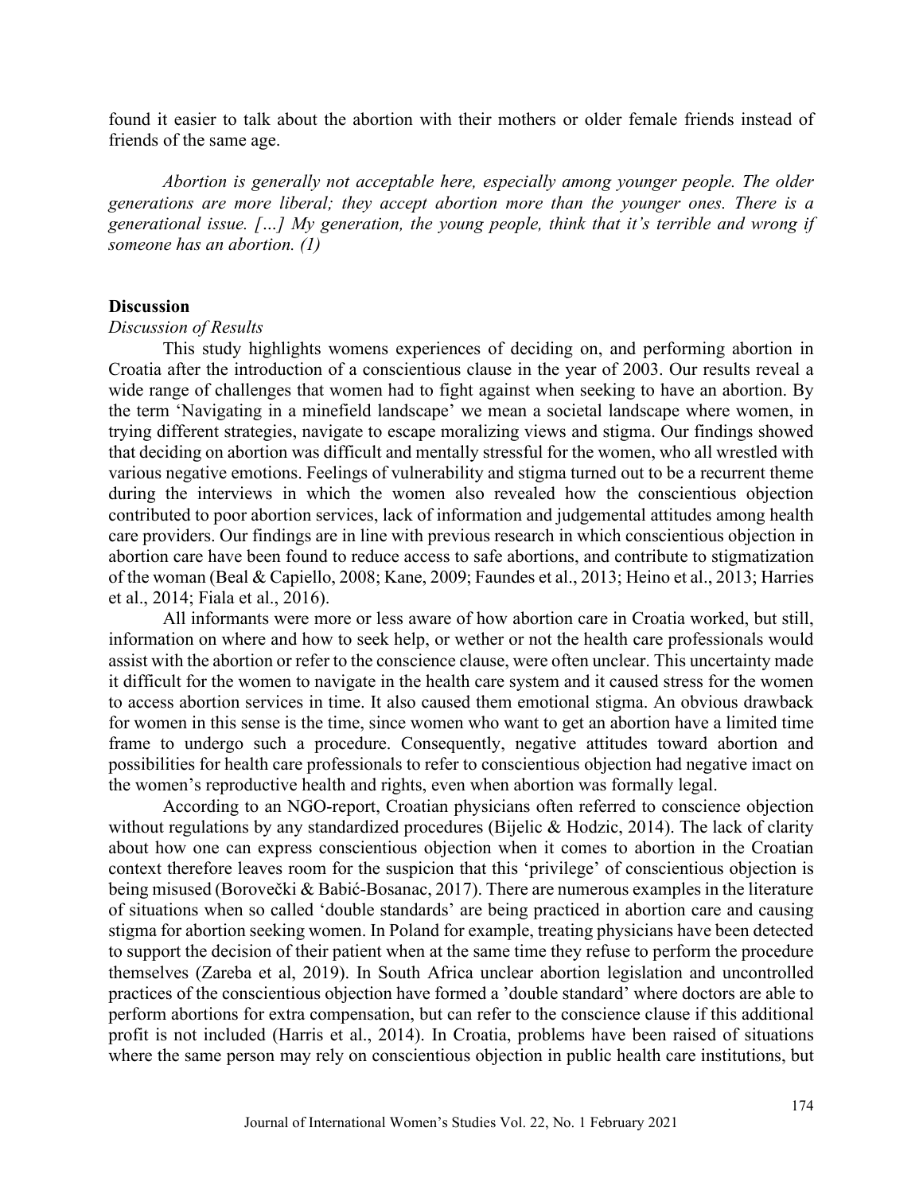found it easier to talk about the abortion with their mothers or older female friends instead of friends of the same age.

*Abortion is generally not acceptable here, especially among younger people. The older generations are more liberal; they accept abortion more than the younger ones. There is a generational issue. […] My generation, the young people, think that it's terrible and wrong if someone has an abortion. (1)*

## Discussion

### *Discussion of Results*

This study highlights womens experiences of deciding on, and performing abortion in Croatia after the introduction of a conscientious clause in the year of 2003. Our results reveal a wide range of challenges that women had to fight against when seeking to have an abortion. By the term 'Navigating in a minefield landscape' we mean a societal landscape where women, in trying different strategies, navigate to escape moralizing views and stigma. Our findings showed that deciding on abortion was difficult and mentally stressful for the women, who all wrestled with various negative emotions. Feelings of vulnerability and stigma turned out to be a recurrent theme during the interviews in which the women also revealed how the conscientious objection contributed to poor abortion services, lack of information and judgemental attitudes among health care providers. Our findings are in line with previous research in which conscientious objection in abortion care have been found to reduce access to safe abortions, and contribute to stigmatization of the woman (Beal & Capiello, 2008; Kane, 2009; Faundes et al., 2013; Heino et al., 2013; Harries et al., 2014; Fiala et al., 2016).

All informants were more or less aware of how abortion care in Croatia worked, but still, information on where and how to seek help, or wether or not the health care professionals would assist with the abortion or refer to the conscience clause, were often unclear. This uncertainty made it difficult for the women to navigate in the health care system and it caused stress for the women to access abortion services in time. It also caused them emotional stigma. An obvious drawback for women in this sense is the time, since women who want to get an abortion have a limited time frame to undergo such a procedure. Consequently, negative attitudes toward abortion and possibilities for health care professionals to refer to conscientious objection had negative imact on the women's reproductive health and rights, even when abortion was formally legal.

According to an NGO-report, Croatian physicians often referred to conscience objection without regulations by any standardized procedures (Bijelic & Hodzic, 2014). The lack of clarity about how one can express conscientious objection when it comes to abortion in the Croatian context therefore leaves room for the suspicion that this 'privilege' of conscientious objection is being misused (Borovečki & Babić-Bosanac, 2017). There are numerous examples in the literature of situations when so called 'double standards' are being practiced in abortion care and causing stigma for abortion seeking women. In Poland for example, treating physicians have been detected to support the decision of their patient when at the same time they refuse to perform the procedure themselves (Zareba et al, 2019). In South Africa unclear abortion legislation and uncontrolled practices of the conscientious objection have formed a 'double standard' where doctors are able to perform abortions for extra compensation, but can refer to the conscience clause if this additional profit is not included (Harris et al., 2014). In Croatia, problems have been raised of situations where the same person may rely on conscientious objection in public health care institutions, but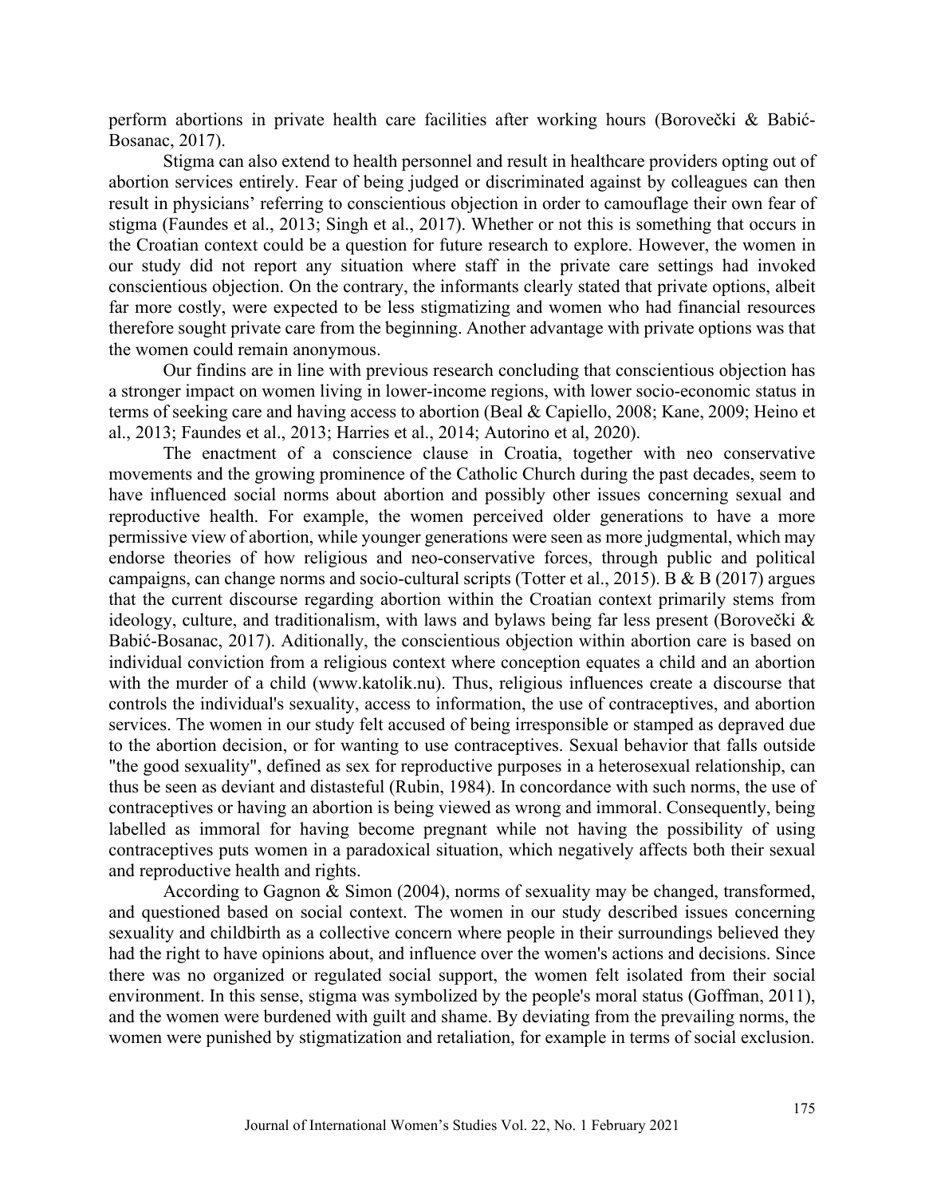perform abortions in private health care facilities after working hours (Borovečki & Babić-Bosanac, 2017).

Stigma can also extend to health personnel and result in healthcare providers opting out of abortion services entirely. Fear of being judged or discriminated against by colleagues can then result in physicians' referring to conscientious objection in order to camouflage their own fear of stigma (Faundes et al., 2013; Singh et al., 2017). Whether or not this is something that occurs in the Croatian context could be a question for future research to explore. However, the women in our study did not report any situation where staff in the private care settings had invoked conscientious objection. On the contrary, the informants clearly stated that private options, albeit far more costly, were expected to be less stigmatizing and women who had financial resources therefore sought private care from the beginning. Another advantage with private options was that the women could remain anonymous.

Our findins are in line with previous research concluding that conscientious objection has a stronger impact on women living in lower-income regions, with lower socio-economic status in terms of seeking care and having access to abortion (Beal & Capiello, 2008; Kane, 2009; Heino et al., 2013; Faundes et al., 2013; Harries et al., 2014; Autorino et al, 2020).

The enactment of a conscience clause in Croatia, together with neo conservative movements and the growing prominence of the Catholic Church during the past decades, seem to have influenced social norms about abortion and possibly other issues concerning sexual and reproductive health. For example, the women perceived older generations to have a more permissive view of abortion, while younger generations were seen as more judgmental, which may endorse theories of how religious and neo-conservative forces, through public and political campaigns, can change norms and socio-cultural scripts (Totter et al., 2015). B & B (2017) argues that the current discourse regarding abortion within the Croatian context primarily stems from ideology, culture, and traditionalism, with laws and bylaws being far less present (Borovečki & Babić-Bosanac, 2017). Aditionally, the conscientious objection within abortion care is based on individual conviction from a religious context where conception equates a child and an abortion with the murder of a child (www.katolik.nu). Thus, religious influences create a discourse that controls the individual's sexuality, access to information, the use of contraceptives, and abortion services. The women in our study felt accused of being irresponsible or stamped as depraved due to the abortion decision, or for wanting to use contraceptives. Sexual behavior that falls outside "the good sexuality", defined as sex for reproductive purposes in a heterosexual relationship, can thus be seen as deviant and distasteful (Rubin, 1984). In concordance with such norms, the use of contraceptives or having an abortion is being viewed as wrong and immoral. Consequently, being labelled as immoral for having become pregnant while not having the possibility of using contraceptives puts women in a paradoxical situation, which negatively affects both their sexual and reproductive health and rights.

According to Gagnon & Simon (2004), norms of sexuality may be changed, transformed, and questioned based on social context. The women in our study described issues concerning sexuality and childbirth as a collective concern where people in their surroundings believed they had the right to have opinions about, and influence over the women's actions and decisions. Since there was no organized or regulated social support, the women felt isolated from their social environment. In this sense, stigma was symbolized by the people's moral status (Goffman, 2011), and the women were burdened with guilt and shame. By deviating from the prevailing norms, the women were punished by stigmatization and retaliation, for example in terms of social exclusion.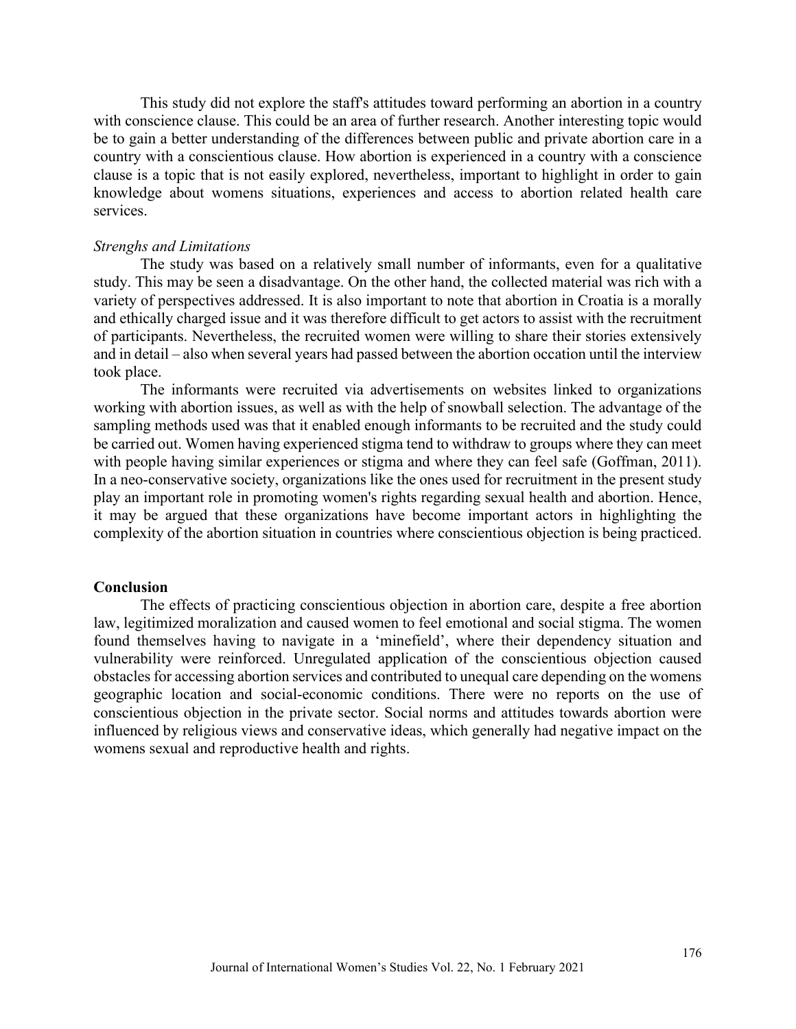This study did not explore the staff's attitudes toward performing an abortion in a country with conscience clause. This could be an area of further research. Another interesting topic would be to gain a better understanding of the differences between public and private abortion care in a country with a conscientious clause. How abortion is experienced in a country with a conscience clause is a topic that is not easily explored, nevertheless, important to highlight in order to gain knowledge about womens situations, experiences and access to abortion related health care services.

*Strenghs and Limitations*

The study was based on a relatively small number of informants, even for a qualitative study. This may be seen a disadvantage. On the other hand, the collected material was rich with a variety of perspectives addressed. It is also important to note that abortion in Croatia is a morally and ethically charged issue and it was therefore difficult to get actors to assist with the recruitment of participants. Nevertheless, the recruited women were willing to share their stories extensively and in detail – also when several years had passed between the abortion occation until the interview took place.

The informants were recruited via advertisements on websites linked to organizations working with abortion issues, as well as with the help of snowball selection. The advantage of the sampling methods used was that it enabled enough informants to be recruited and the study could be carried out. Women having experienced stigma tend to withdraw to groups where they can meet with people having similar experiences or stigma and where they can feel safe (Goffman, 2011). In a neo-conservative society, organizations like the ones used for recruitment in the present study play an important role in promoting women's rights regarding sexual health and abortion. Hence, it may be argued that these organizations have become important actors in highlighting the complexity of the abortion situation in countries where conscientious objection is being practiced.

## Conclusion

The effects of practicing conscientious objection in abortion care, despite a free abortion law, legitimized moralization and caused women to feel emotional and social stigma. The women found themselves having to navigate in a 'minefield', where their dependency situation and vulnerability were reinforced. Unregulated application of the conscientious objection caused obstacles for accessing abortion services and contributed to unequal care depending on the womens geographic location and social-economic conditions. There were no reports on the use of conscientious objection in the private sector. Social norms and attitudes towards abortion were influenced by religious views and conservative ideas, which generally had negative impact on the womens sexual and reproductive health and rights.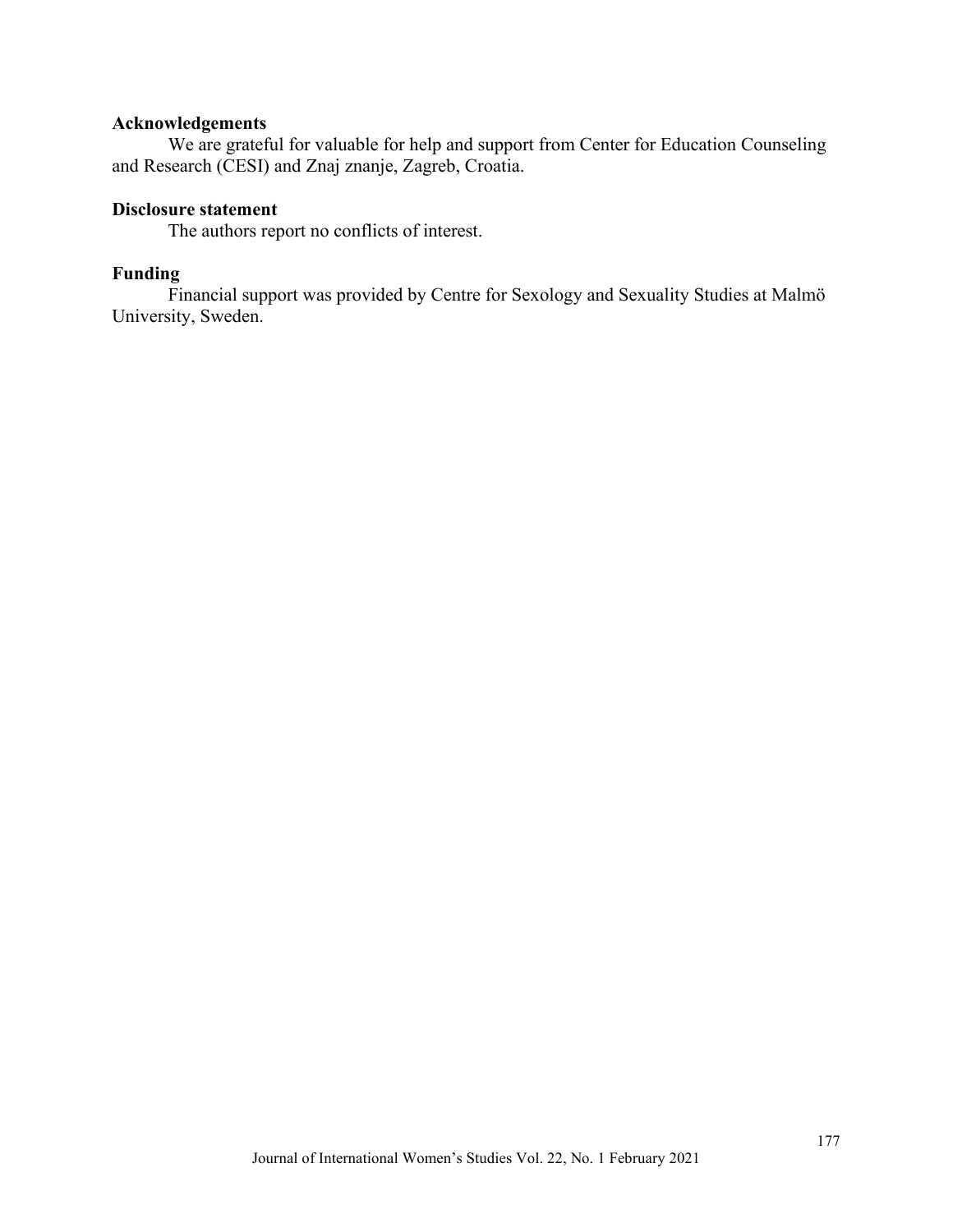**Acknowledgements**

We are grateful for valuable for help and support from Center for Education Counseling and Research (CESI) and Znaj znanje, Zagreb, Croatia.

**Disclosure statement**

The authors report no conflicts of interest.

**Funding**

Financial support was provided by Centre for Sexology and Sexuality Studies at Malmö University, Sweden.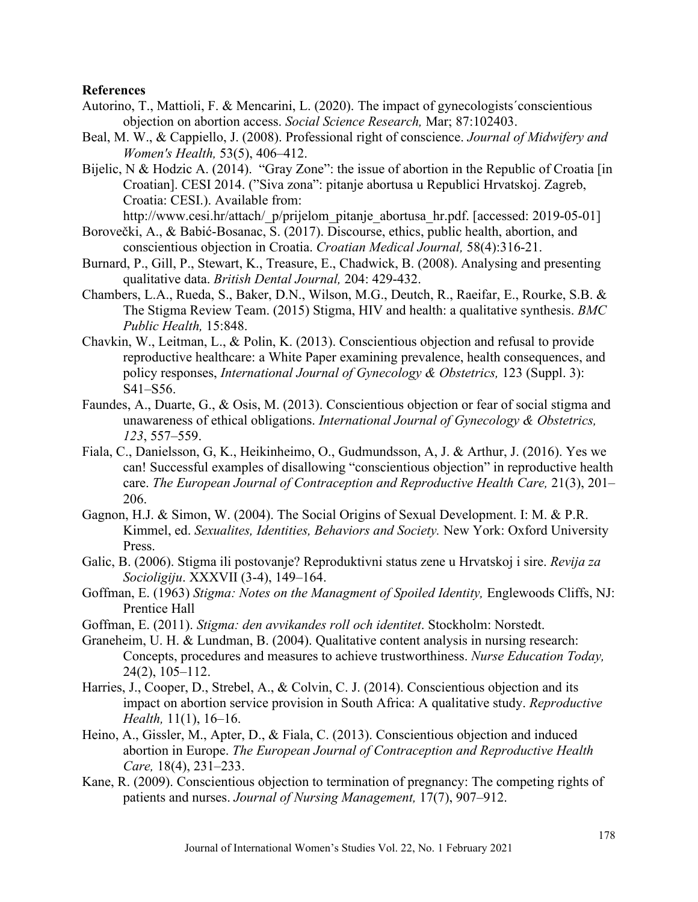**References**

Autorino, T., Mattioli, F. & Mencarini, L. (2020). The impact of gynecologists´conscientious objection on abortion access. *Social Science Research,* Mar; 87:102403.

Beal, M. W., & Cappiello, J. (2008). Professional right of conscience. *Journal of Midwifery and Women's Health,* 53(5), 406–412.

Bijelic, N & Hodzic A. (2014). "Gray Zone": the issue of abortion in the Republic of Croatia [in Croatian]. CESI 2014. ("Siva zona": pitanje abortusa u Republici Hrvatskoj. Zagreb, Croatia: CESI.). Available from: http://www.cesi.hr/attach/_p/prijelom_pitanje_abortusa_hr.pdf. [accessed: 2019-05-01]

Borovečki, A., & Babić-Bosanac, S. (2017). Discourse, ethics, public health, abortion, and conscientious objection in Croatia. *Croatian Medical Journal,* 58(4):316-21.

Burnard, P., Gill, P., Stewart, K., Treasure, E., Chadwick, B. (2008). Analysing and presenting qualitative data. *British Dental Journal,* 204: 429-432.

Chambers, L.A., Rueda, S., Baker, D.N., Wilson, M.G., Deutch, R., Raeifar, E., Rourke, S.B. & The Stigma Review Team. (2015) Stigma, HIV and health: a qualitative synthesis. *BMC Public Health,* 15:848.

Chavkin, W., Leitman, L., & Polin, K. (2013). Conscientious objection and refusal to provide reproductive healthcare: a White Paper examining prevalence, health consequences, and policy responses, *International Journal of Gynecology & Obstetrics,* 123 (Suppl. 3): S41–S56.

Faundes, A., Duarte, G., & Osis, M. (2013). Conscientious objection or fear of social stigma and unawareness of ethical obligations. *International Journal of Gynecology & Obstetrics, 123*, 557–559.

Fiala, C., Danielsson, G, K., Heikinheimo, O., Gudmundsson, A, J. & Arthur, J. (2016). Yes we can! Successful examples of disallowing "conscientious objection" in reproductive health care. *The European Journal of Contraception and Reproductive Health Care,* 21(3), 201–206.

Gagnon, H.J. & Simon, W. (2004). The Social Origins of Sexual Development. I: M. & P.R. Kimmel, ed. *Sexualites, Identities, Behaviors and Society.* New York: Oxford University Press.

Galic, B. (2006). Stigma ili postovanje? Reproduktivni status zene u Hrvatskoj i sire. *Revija za Socioligiju*. XXXVII (3-4), 149–164.

Goffman, E. (1963) *Stigma: Notes on the Managment of Spoiled Identity,* Englewoods Cliffs, NJ: Prentice Hall

Goffman, E. (2011). *Stigma: den avvikandes roll och identitet*. Stockholm: Norstedt.

Graneheim, U. H. & Lundman, B. (2004). Qualitative content analysis in nursing research: Concepts, procedures and measures to achieve trustworthiness. *Nurse Education Today,* 24(2), 105–112.

Harries, J., Cooper, D., Strebel, A., & Colvin, C. J. (2014). Conscientious objection and its impact on abortion service provision in South Africa: A qualitative study. *Reproductive Health,* 11(1), 16–16.

Heino, A., Gissler, M., Apter, D., & Fiala, C. (2013). Conscientious objection and induced abortion in Europe. *The European Journal of Contraception and Reproductive Health Care,* 18(4), 231–233.

Kane, R. (2009). Conscientious objection to termination of pregnancy: The competing rights of patients and nurses. *Journal of Nursing Management,* 17(7), 907–912.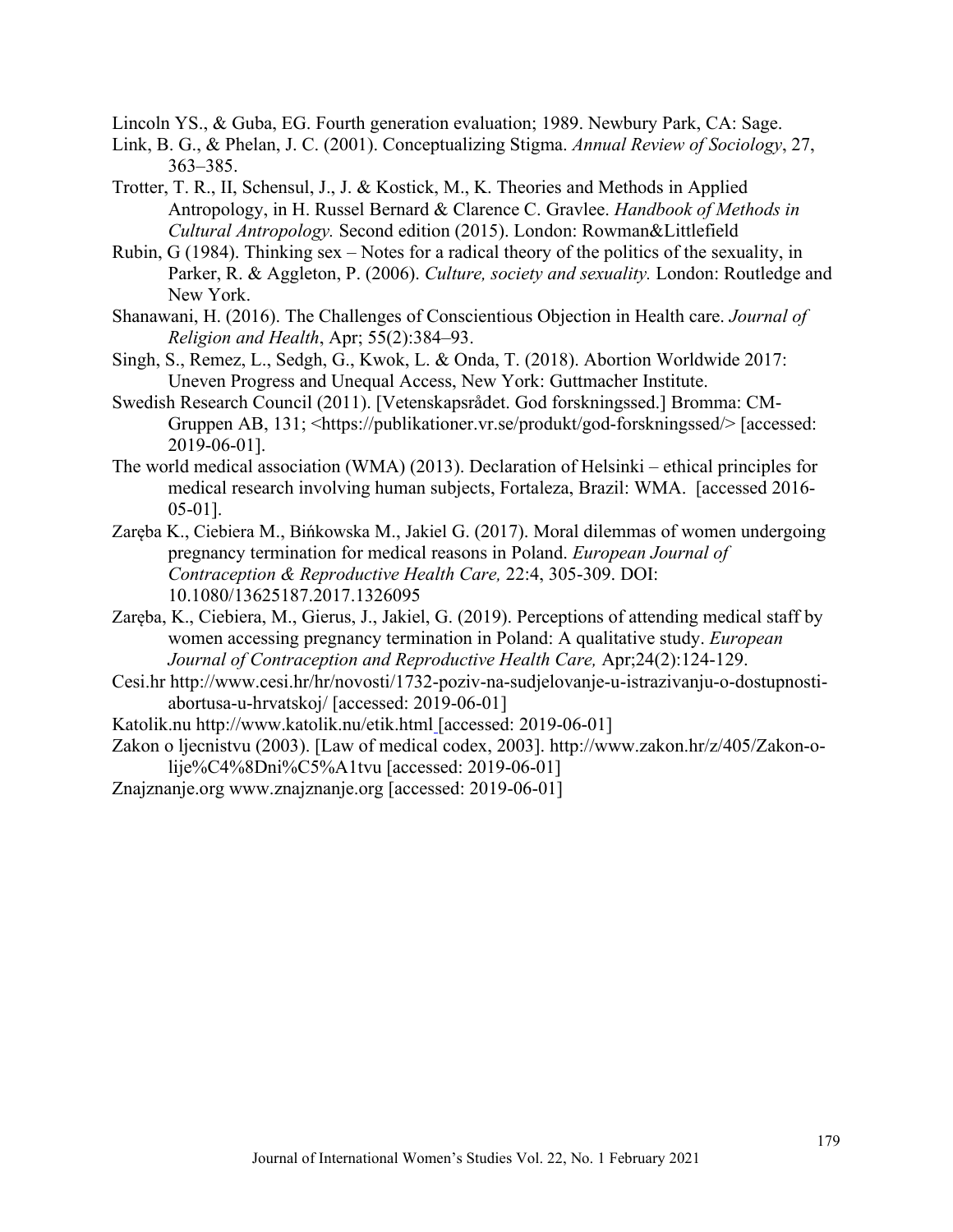Lincoln YS., & Guba, EG. Fourth generation evaluation; 1989. Newbury Park, CA: Sage.

Link, B. G., & Phelan, J. C. (2001). Conceptualizing Stigma. *Annual Review of Sociology*, 27, 363–385.

Trotter, T. R., II, Schensul, J., J. & Kostick, M., K. Theories and Methods in Applied Antropology, in H. Russel Bernard & Clarence C. Gravlee. *Handbook of Methods in Cultural Antropology.* Second edition (2015). London: Rowman&Littlefield

Rubin, G (1984). Thinking sex – Notes for a radical theory of the politics of the sexuality, in Parker, R. & Aggleton, P. (2006). *Culture, society and sexuality.* London: Routledge and New York.

Shanawani, H. (2016). The Challenges of Conscientious Objection in Health care. *Journal of Religion and Health*, Apr; 55(2):384–93.

Singh, S., Remez, L., Sedgh, G., Kwok, L. & Onda, T. (2018). Abortion Worldwide 2017: Uneven Progress and Unequal Access, New York: Guttmacher Institute.

Swedish Research Council (2011). [Vetenskapsrådet. God forskningssed.] Bromma: CM-Gruppen AB, 131; <https://publikationer.vr.se/produkt/god-forskningssed/> [accessed: 2019-06-01].

The world medical association (WMA) (2013). Declaration of Helsinki – ethical principles for medical research involving human subjects, Fortaleza, Brazil: WMA. [accessed 2016-05-01].

Zaręba K., Ciebiera M., Bińkowska M., Jakiel G. (2017). Moral dilemmas of women undergoing pregnancy termination for medical reasons in Poland. *European Journal of Contraception & Reproductive Health Care,* 22:4, 305-309. DOI: 10.1080/13625187.2017.1326095

Zaręba, K., Ciebiera, M., Gierus, J., Jakiel, G. (2019). Perceptions of attending medical staff by women accessing pregnancy termination in Poland: A qualitative study. *European Journal of Contraception and Reproductive Health Care,* Apr;24(2):124-129.

Cesi.hr http://www.cesi.hr/hr/novosti/1732-poziv-na-sudjelovanje-u-istrazivanju-o-dostupnosti-abortusa-u-hrvatskoj/ [accessed: 2019-06-01]

Katolik.nu http://www.katolik.nu/etik.html [accessed: 2019-06-01]

Zakon o ljecnistvu (2003). [Law of medical codex, 2003]. http://www.zakon.hr/z/405/Zakon-o-lije%C4%8Dni%C5%A1tvu [accessed: 2019-06-01]

Znajznanje.org www.znajznanje.org [accessed: 2019-06-01]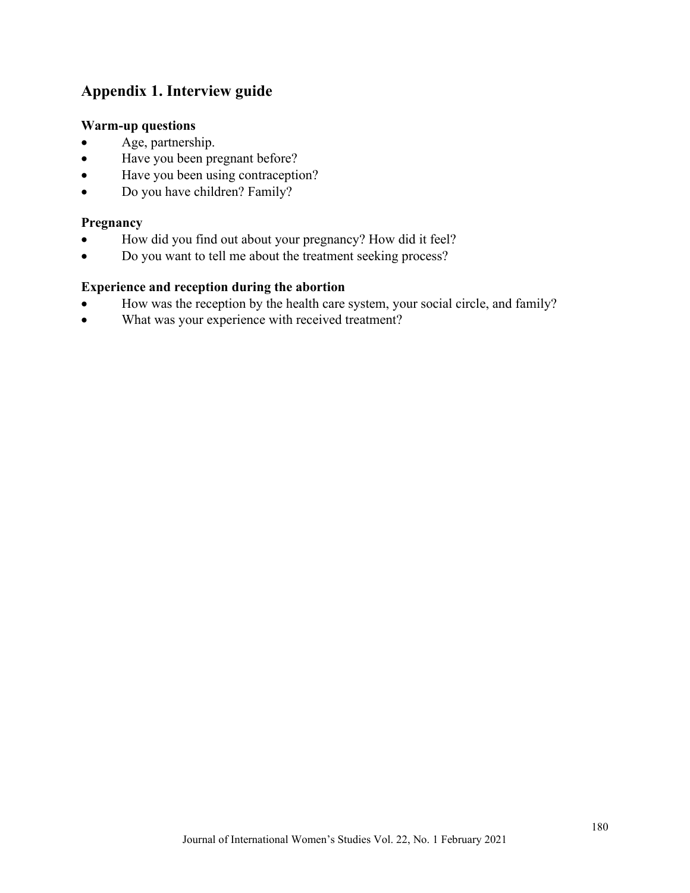## Appendix 1. Interview guide

### Warm-up questions

- Age, partnership.
- Have you been pregnant before?
- Have you been using contraception?
- Do you have children? Family?

### Pregnancy

- How did you find out about your pregnancy? How did it feel?
- Do you want to tell me about the treatment seeking process?

### Experience and reception during the abortion

- How was the reception by the health care system, your social circle, and family?
- What was your experience with received treatment?